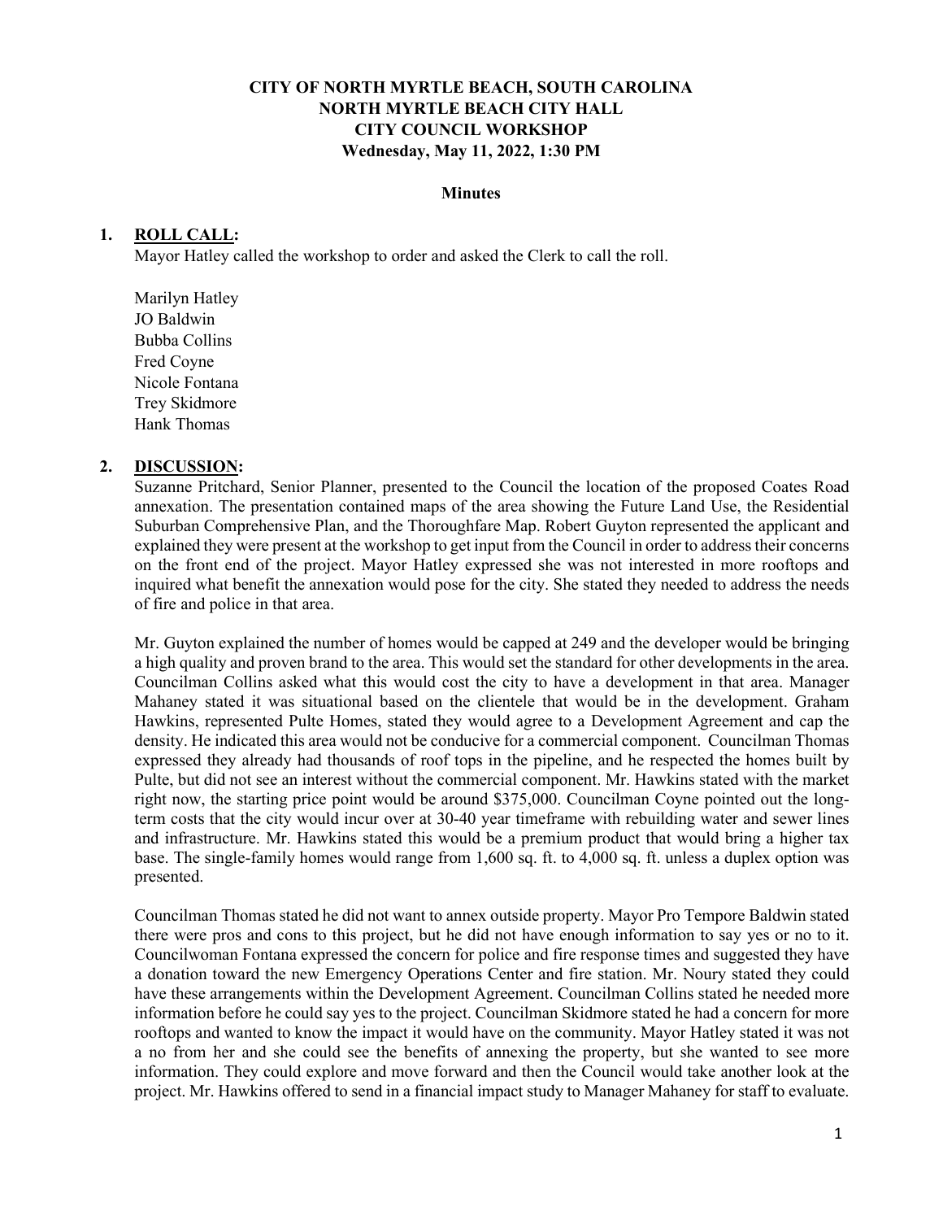# CITY OF NORTH MYRTLE BEACH, SOUTH CAROLINA
# NORTH MYRTLE BEACH CITY HALL
# CITY COUNCIL WORKSHOP
## Wednesday, May 11, 2022, 1:30 PM

### Minutes

**1. ROLL CALL:**

Mayor Hatley called the workshop to order and asked the Clerk to call the roll.

Marilyn Hatley
JO Baldwin
Bubba Collins
Fred Coyne
Nicole Fontana
Trey Skidmore
Hank Thomas

**2. DISCUSSION:**

Suzanne Pritchard, Senior Planner, presented to the Council the location of the proposed Coates Road annexation. The presentation contained maps of the area showing the Future Land Use, the Residential Suburban Comprehensive Plan, and the Thoroughfare Map. Robert Guyton represented the applicant and explained they were present at the workshop to get input from the Council in order to address their concerns on the front end of the project. Mayor Hatley expressed she was not interested in more rooftops and inquired what benefit the annexation would pose for the city. She stated they needed to address the needs of fire and police in that area.

Mr. Guyton explained the number of homes would be capped at 249 and the developer would be bringing a high quality and proven brand to the area. This would set the standard for other developments in the area. Councilman Collins asked what this would cost the city to have a development in that area. Manager Mahaney stated it was situational based on the clientele that would be in the development. Graham Hawkins, represented Pulte Homes, stated they would agree to a Development Agreement and cap the density. He indicated this area would not be conducive for a commercial component. Councilman Thomas expressed they already had thousands of roof tops in the pipeline, and he respected the homes built by Pulte, but did not see an interest without the commercial component. Mr. Hawkins stated with the market right now, the starting price point would be around $375,000. Councilman Coyne pointed out the long-term costs that the city would incur over at 30-40 year timeframe with rebuilding water and sewer lines and infrastructure. Mr. Hawkins stated this would be a premium product that would bring a higher tax base. The single-family homes would range from 1,600 sq. ft. to 4,000 sq. ft. unless a duplex option was presented.

Councilman Thomas stated he did not want to annex outside property. Mayor Pro Tempore Baldwin stated there were pros and cons to this project, but he did not have enough information to say yes or no to it. Councilwoman Fontana expressed the concern for police and fire response times and suggested they have a donation toward the new Emergency Operations Center and fire station. Mr. Noury stated they could have these arrangements within the Development Agreement. Councilman Collins stated he needed more information before he could say yes to the project. Councilman Skidmore stated he had a concern for more rooftops and wanted to know the impact it would have on the community. Mayor Hatley stated it was not a no from her and she could see the benefits of annexing the property, but she wanted to see more information. They could explore and move forward and then the Council would take another look at the project. Mr. Hawkins offered to send in a financial impact study to Manager Mahaney for staff to evaluate.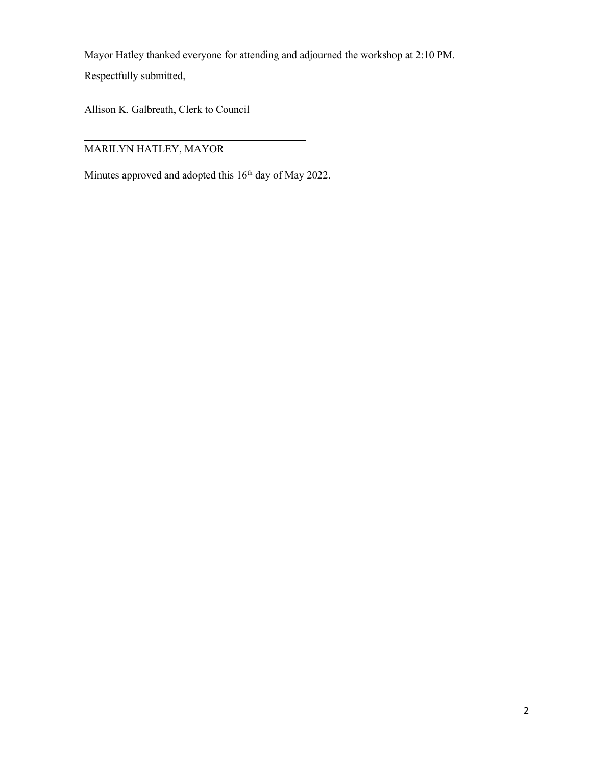Mayor Hatley thanked everyone for attending and adjourned the workshop at 2:10 PM.

Respectfully submitted,

Allison K. Galbreath, Clerk to Council

\_\_\_\_\_\_\_\_\_\_\_\_\_\_\_\_\_\_\_\_\_\_\_\_\_\_\_\_\_\_\_\_\_\_\_\_\_\_\_\_

MARILYN HATLEY, MAYOR

Minutes approved and adopted this 16th day of May 2022.